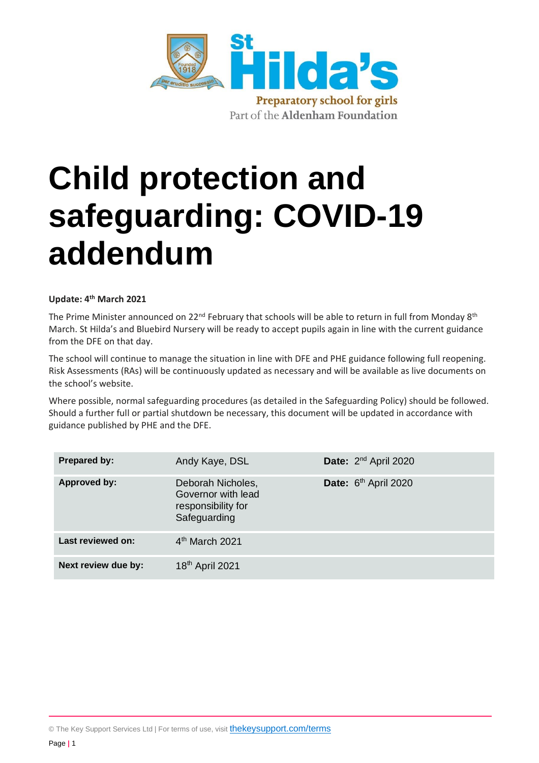St Hilda's

Preparatory school for girls

Part of the Aldenham Foundation

# Child protection and safeguarding: COVID-19 addendum

**Update: 4th March 2021**

The Prime Minister announced on 22nd February that schools will be able to return in full from Monday 8th March. St Hilda's and Bluebird Nursery will be ready to accept pupils again in line with the current guidance from the DFE on that day.

The school will continue to manage the situation in line with DFE and PHE guidance following full reopening. Risk Assessments (RAs) will be continuously updated as necessary and will be available as live documents on the school's website.

Where possible, normal safeguarding procedures (as detailed in the Safeguarding Policy) should be followed. Should a further full or partial shutdown be necessary, this document will be updated in accordance with guidance published by PHE and the DFE.

| | | |
|---|---|---|
| **Prepared by:** | Andy Kaye, DSL | **Date:** 2nd April 2020 |
| **Approved by:** | Deborah Nicholes, Governor with lead responsibility for Safeguarding | **Date:** 6th April 2020 |
| **Last reviewed on:** | 4th March 2021 | |
| **Next review due by:** | 18th April 2021 | |

© The Key Support Services Ltd | For terms of use, visit thekeysupport.com/terms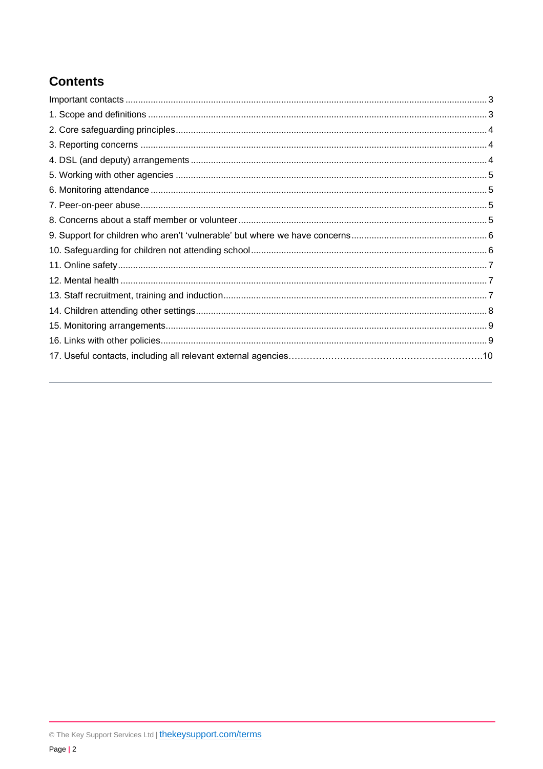## Contents

Important contacts ..... 3
1. Scope and definitions ..... 3
2. Core safeguarding principles ..... 4
3. Reporting concerns ..... 4
4. DSL (and deputy) arrangements ..... 4
5. Working with other agencies ..... 5
6. Monitoring attendance ..... 5
7. Peer-on-peer abuse ..... 5
8. Concerns about a staff member or volunteer ..... 5
9. Support for children who aren't 'vulnerable' but where we have concerns ..... 6
10. Safeguarding for children not attending school ..... 6
11. Online safety ..... 7
12. Mental health ..... 7
13. Staff recruitment, training and induction ..... 7
14. Children attending other settings ..... 8
15. Monitoring arrangements ..... 9
16. Links with other policies ..... 9
17. Useful contacts, including all relevant external agencies ..... 10

---

© The Key Support Services Ltd | thekeysupport.com/terms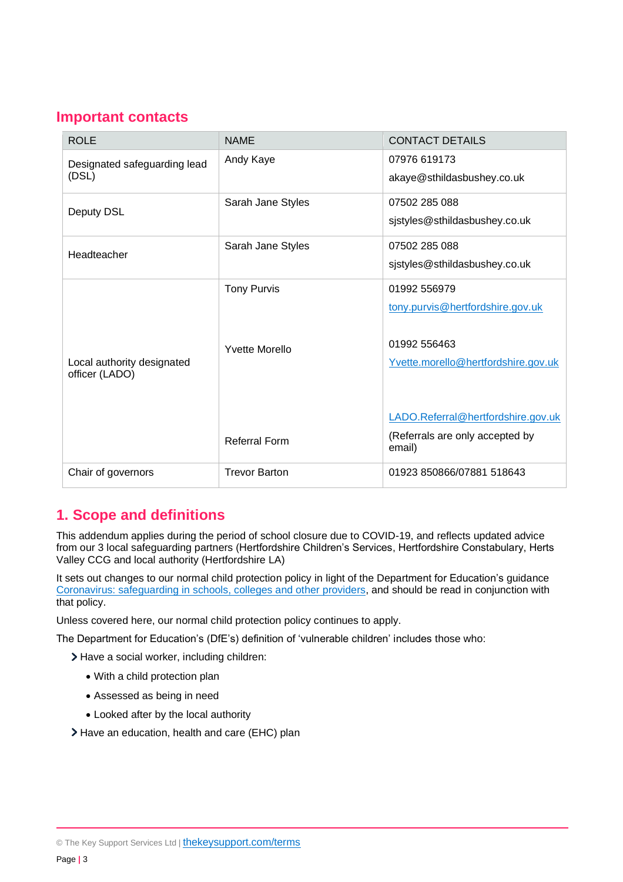## Important contacts

| ROLE | NAME | CONTACT DETAILS |
|---|---|---|
| Designated safeguarding lead (DSL) | Andy Kaye | 07976 619173<br>akaye@sthildasbushey.co.uk |
| Deputy DSL | Sarah Jane Styles | 07502 285 088<br>sjstyles@sthildasbushey.co.uk |
| Headteacher | Sarah Jane Styles | 07502 285 088<br>sjstyles@sthildasbushey.co.uk |
| Local authority designated officer (LADO) | Tony Purvis<br><br>Yvette Morello<br><br>Referral Form | 01992 556979<br>tony.purvis@hertfordshire.gov.uk<br><br>01992 556463<br>Yvette.morello@hertfordshire.gov.uk<br><br>LADO.Referral@hertfordshire.gov.uk<br>(Referrals are only accepted by email) |
| Chair of governors | Trevor Barton | 01923 850866/07881 518643 |

## 1. Scope and definitions

This addendum applies during the period of school closure due to COVID-19, and reflects updated advice from our 3 local safeguarding partners (Hertfordshire Children's Services, Hertfordshire Constabulary, Herts Valley CCG and local authority (Hertfordshire LA)

It sets out changes to our normal child protection policy in light of the Department for Education's guidance Coronavirus: safeguarding in schools, colleges and other providers, and should be read in conjunction with that policy.

Unless covered here, our normal child protection policy continues to apply.

The Department for Education's (DfE's) definition of 'vulnerable children' includes those who:

- Have a social worker, including children:
  - With a child protection plan
  - Assessed as being in need
  - Looked after by the local authority
- Have an education, health and care (EHC) plan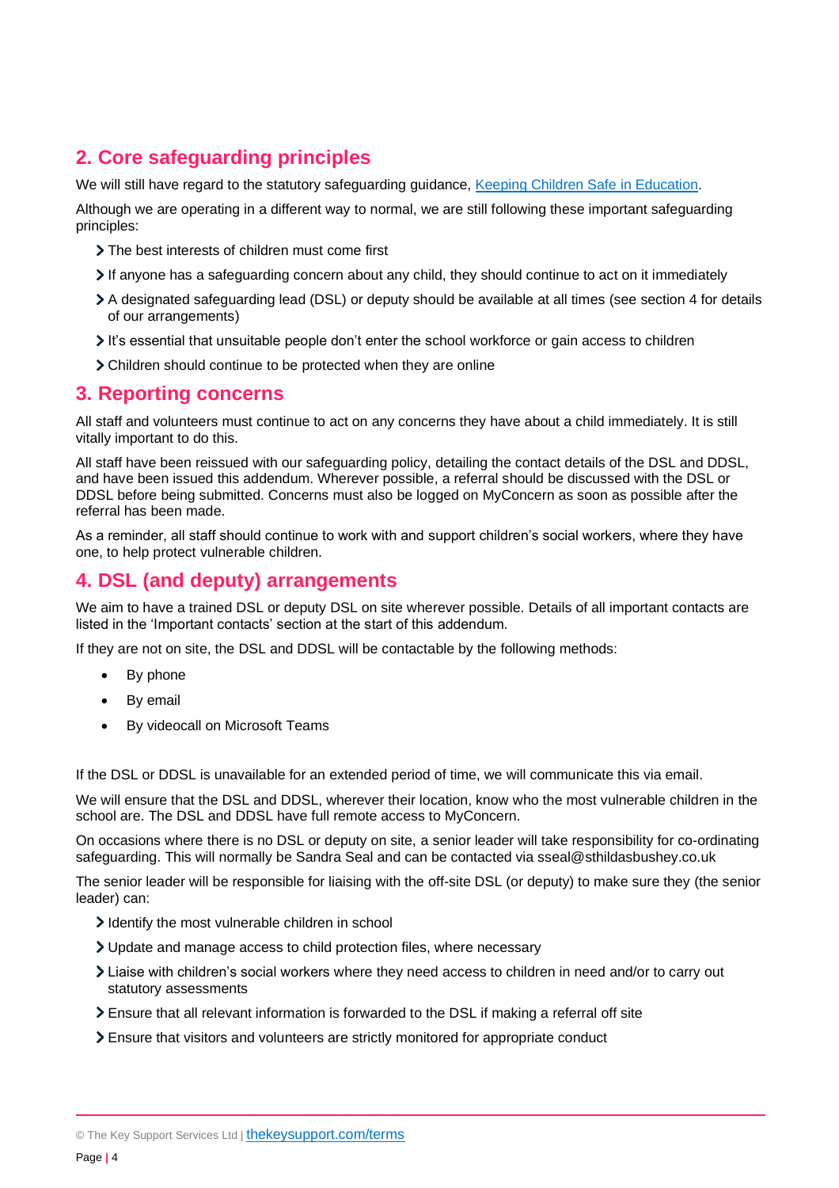## 2. Core safeguarding principles

We will still have regard to the statutory safeguarding guidance, [Keeping Children Safe in Education](#).

Although we are operating in a different way to normal, we are still following these important safeguarding principles:

- The best interests of children must come first
- If anyone has a safeguarding concern about any child, they should continue to act on it immediately
- A designated safeguarding lead (DSL) or deputy should be available at all times (see section 4 for details of our arrangements)
- It's essential that unsuitable people don't enter the school workforce or gain access to children
- Children should continue to be protected when they are online

## 3. Reporting concerns

All staff and volunteers must continue to act on any concerns they have about a child immediately. It is still vitally important to do this.

All staff have been reissued with our safeguarding policy, detailing the contact details of the DSL and DDSL, and have been issued this addendum. Wherever possible, a referral should be discussed with the DSL or DDSL before being submitted. Concerns must also be logged on MyConcern as soon as possible after the referral has been made.

As a reminder, all staff should continue to work with and support children's social workers, where they have one, to help protect vulnerable children.

## 4. DSL (and deputy) arrangements

We aim to have a trained DSL or deputy DSL on site wherever possible. Details of all important contacts are listed in the 'Important contacts' section at the start of this addendum.

If they are not on site, the DSL and DDSL will be contactable by the following methods:

- By phone
- By email
- By videocall on Microsoft Teams

If the DSL or DDSL is unavailable for an extended period of time, we will communicate this via email.

We will ensure that the DSL and DDSL, wherever their location, know who the most vulnerable children in the school are. The DSL and DDSL have full remote access to MyConcern.

On occasions where there is no DSL or deputy on site, a senior leader will take responsibility for co-ordinating safeguarding. This will normally be Sandra Seal and can be contacted via sseal@sthildasbushey.co.uk

The senior leader will be responsible for liaising with the off-site DSL (or deputy) to make sure they (the senior leader) can:

- Identify the most vulnerable children in school
- Update and manage access to child protection files, where necessary
- Liaise with children's social workers where they need access to children in need and/or to carry out statutory assessments
- Ensure that all relevant information is forwarded to the DSL if making a referral off site
- Ensure that visitors and volunteers are strictly monitored for appropriate conduct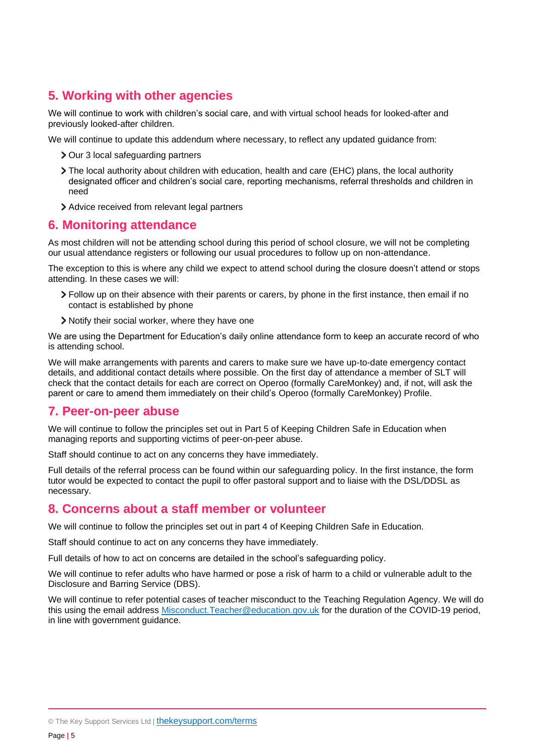## 5. Working with other agencies

We will continue to work with children's social care, and with virtual school heads for looked-after and previously looked-after children.

We will continue to update this addendum where necessary, to reflect any updated guidance from:

- Our 3 local safeguarding partners
- The local authority about children with education, health and care (EHC) plans, the local authority designated officer and children's social care, reporting mechanisms, referral thresholds and children in need
- Advice received from relevant legal partners

## 6. Monitoring attendance

As most children will not be attending school during this period of school closure, we will not be completing our usual attendance registers or following our usual procedures to follow up on non-attendance.

The exception to this is where any child we expect to attend school during the closure doesn't attend or stops attending. In these cases we will:

- Follow up on their absence with their parents or carers, by phone in the first instance, then email if no contact is established by phone
- Notify their social worker, where they have one

We are using the Department for Education's daily online attendance form to keep an accurate record of who is attending school.

We will make arrangements with parents and carers to make sure we have up-to-date emergency contact details, and additional contact details where possible. On the first day of attendance a member of SLT will check that the contact details for each are correct on Operoo (formally CareMonkey) and, if not, will ask the parent or care to amend them immediately on their child's Operoo (formally CareMonkey) Profile.

## 7. Peer-on-peer abuse

We will continue to follow the principles set out in Part 5 of Keeping Children Safe in Education when managing reports and supporting victims of peer-on-peer abuse.

Staff should continue to act on any concerns they have immediately.

Full details of the referral process can be found within our safeguarding policy. In the first instance, the form tutor would be expected to contact the pupil to offer pastoral support and to liaise with the DSL/DDSL as necessary.

## 8. Concerns about a staff member or volunteer

We will continue to follow the principles set out in part 4 of Keeping Children Safe in Education.

Staff should continue to act on any concerns they have immediately.

Full details of how to act on concerns are detailed in the school's safeguarding policy.

We will continue to refer adults who have harmed or pose a risk of harm to a child or vulnerable adult to the Disclosure and Barring Service (DBS).

We will continue to refer potential cases of teacher misconduct to the Teaching Regulation Agency. We will do this using the email address [Misconduct.Teacher@education.gov.uk](mailto:Misconduct.Teacher@education.gov.uk) for the duration of the COVID-19 period, in line with government guidance.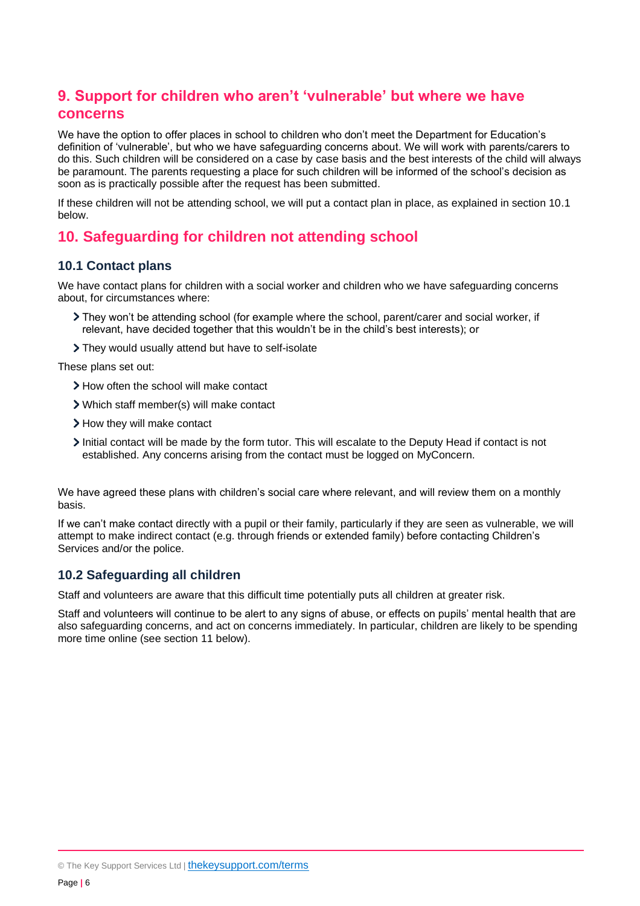## 9. Support for children who aren't 'vulnerable' but where we have concerns

We have the option to offer places in school to children who don't meet the Department for Education's definition of 'vulnerable', but who we have safeguarding concerns about. We will work with parents/carers to do this. Such children will be considered on a case by case basis and the best interests of the child will always be paramount. The parents requesting a place for such children will be informed of the school's decision as soon as is practically possible after the request has been submitted.

If these children will not be attending school, we will put a contact plan in place, as explained in section 10.1 below.

## 10. Safeguarding for children not attending school

### 10.1 Contact plans

We have contact plans for children with a social worker and children who we have safeguarding concerns about, for circumstances where:

- They won't be attending school (for example where the school, parent/carer and social worker, if relevant, have decided together that this wouldn't be in the child's best interests); or
- They would usually attend but have to self-isolate

These plans set out:

- How often the school will make contact
- Which staff member(s) will make contact
- How they will make contact
- Initial contact will be made by the form tutor. This will escalate to the Deputy Head if contact is not established. Any concerns arising from the contact must be logged on MyConcern.

We have agreed these plans with children's social care where relevant, and will review them on a monthly basis.

If we can't make contact directly with a pupil or their family, particularly if they are seen as vulnerable, we will attempt to make indirect contact (e.g. through friends or extended family) before contacting Children's Services and/or the police.

### 10.2 Safeguarding all children

Staff and volunteers are aware that this difficult time potentially puts all children at greater risk.

Staff and volunteers will continue to be alert to any signs of abuse, or effects on pupils' mental health that are also safeguarding concerns, and act on concerns immediately. In particular, children are likely to be spending more time online (see section 11 below).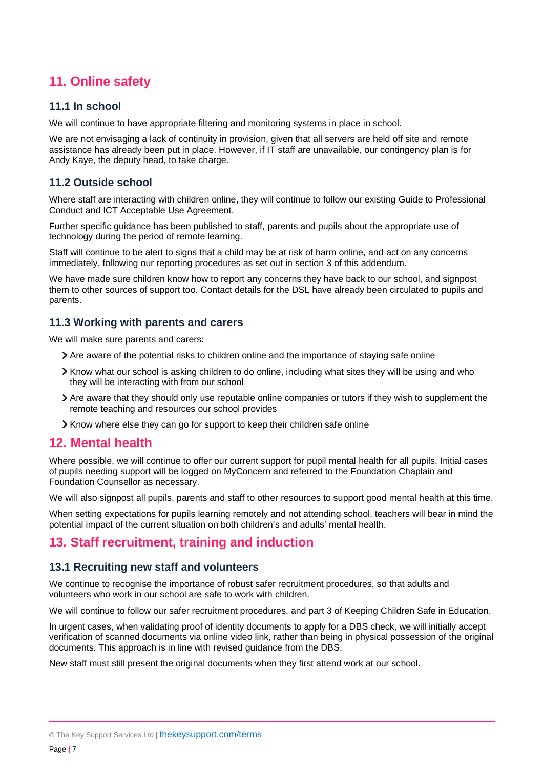## 11. Online safety

### 11.1 In school

We will continue to have appropriate filtering and monitoring systems in place in school.

We are not envisaging a lack of continuity in provision, given that all servers are held off site and remote assistance has already been put in place. However, if IT staff are unavailable, our contingency plan is for Andy Kaye, the deputy head, to take charge.

### 11.2 Outside school

Where staff are interacting with children online, they will continue to follow our existing Guide to Professional Conduct and ICT Acceptable Use Agreement.

Further specific guidance has been published to staff, parents and pupils about the appropriate use of technology during the period of remote learning.

Staff will continue to be alert to signs that a child may be at risk of harm online, and act on any concerns immediately, following our reporting procedures as set out in section 3 of this addendum.

We have made sure children know how to report any concerns they have back to our school, and signpost them to other sources of support too. Contact details for the DSL have already been circulated to pupils and parents.

### 11.3 Working with parents and carers

We will make sure parents and carers:

- Are aware of the potential risks to children online and the importance of staying safe online
- Know what our school is asking children to do online, including what sites they will be using and who they will be interacting with from our school
- Are aware that they should only use reputable online companies or tutors if they wish to supplement the remote teaching and resources our school provides
- Know where else they can go for support to keep their children safe online

## 12. Mental health

Where possible, we will continue to offer our current support for pupil mental health for all pupils. Initial cases of pupils needing support will be logged on MyConcern and referred to the Foundation Chaplain and Foundation Counsellor as necessary.

We will also signpost all pupils, parents and staff to other resources to support good mental health at this time.

When setting expectations for pupils learning remotely and not attending school, teachers will bear in mind the potential impact of the current situation on both children's and adults' mental health.

## 13. Staff recruitment, training and induction

### 13.1 Recruiting new staff and volunteers

We continue to recognise the importance of robust safer recruitment procedures, so that adults and volunteers who work in our school are safe to work with children.

We will continue to follow our safer recruitment procedures, and part 3 of Keeping Children Safe in Education.

In urgent cases, when validating proof of identity documents to apply for a DBS check, we will initially accept verification of scanned documents via online video link, rather than being in physical possession of the original documents. This approach is in line with revised guidance from the DBS.

New staff must still present the original documents when they first attend work at our school.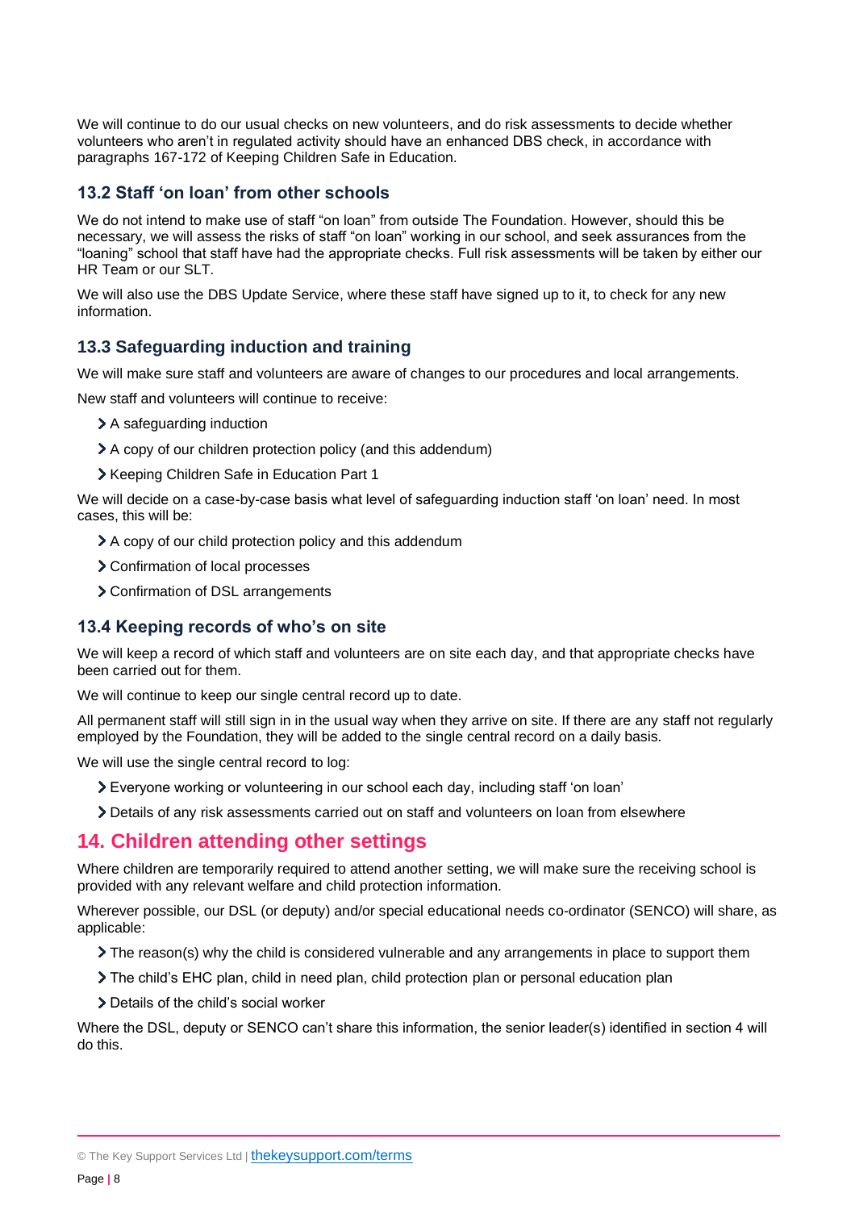We will continue to do our usual checks on new volunteers, and do risk assessments to decide whether volunteers who aren't in regulated activity should have an enhanced DBS check, in accordance with paragraphs 167-172 of Keeping Children Safe in Education.

### 13.2 Staff 'on loan' from other schools

We do not intend to make use of staff "on loan" from outside The Foundation. However, should this be necessary, we will assess the risks of staff "on loan" working in our school, and seek assurances from the "loaning" school that staff have had the appropriate checks. Full risk assessments will be taken by either our HR Team or our SLT.

We will also use the DBS Update Service, where these staff have signed up to it, to check for any new information.

### 13.3 Safeguarding induction and training

We will make sure staff and volunteers are aware of changes to our procedures and local arrangements.

New staff and volunteers will continue to receive:

- A safeguarding induction
- A copy of our children protection policy (and this addendum)
- Keeping Children Safe in Education Part 1

We will decide on a case-by-case basis what level of safeguarding induction staff 'on loan' need. In most cases, this will be:

- A copy of our child protection policy and this addendum
- Confirmation of local processes
- Confirmation of DSL arrangements

### 13.4 Keeping records of who's on site

We will keep a record of which staff and volunteers are on site each day, and that appropriate checks have been carried out for them.

We will continue to keep our single central record up to date.

All permanent staff will still sign in in the usual way when they arrive on site. If there are any staff not regularly employed by the Foundation, they will be added to the single central record on a daily basis.

We will use the single central record to log:

- Everyone working or volunteering in our school each day, including staff 'on loan'
- Details of any risk assessments carried out on staff and volunteers on loan from elsewhere

## 14. Children attending other settings

Where children are temporarily required to attend another setting, we will make sure the receiving school is provided with any relevant welfare and child protection information.

Wherever possible, our DSL (or deputy) and/or special educational needs co-ordinator (SENCO) will share, as applicable:

- The reason(s) why the child is considered vulnerable and any arrangements in place to support them
- The child's EHC plan, child in need plan, child protection plan or personal education plan
- Details of the child's social worker

Where the DSL, deputy or SENCO can't share this information, the senior leader(s) identified in section 4 will do this.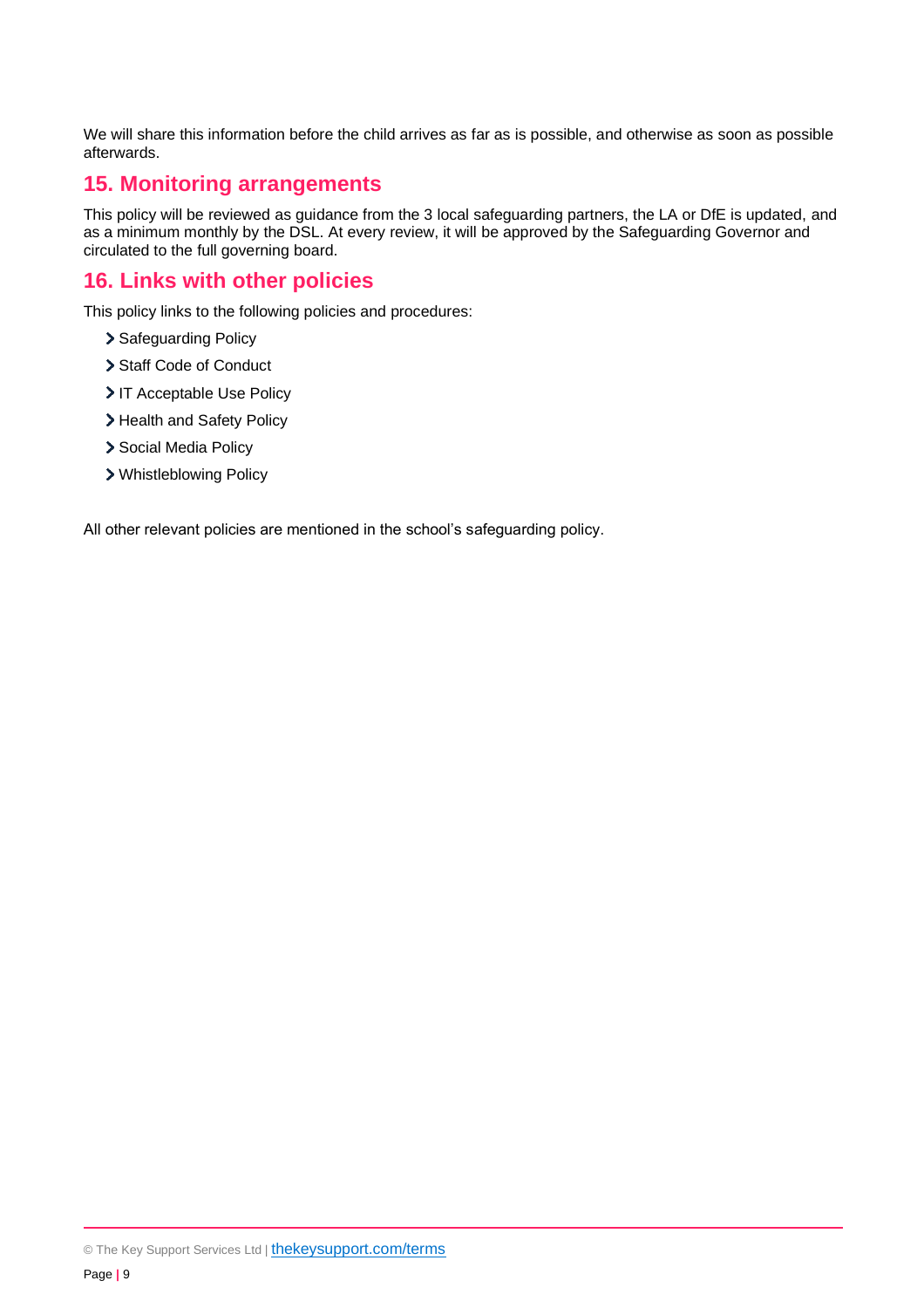We will share this information before the child arrives as far as is possible, and otherwise as soon as possible afterwards.

## 15. Monitoring arrangements

This policy will be reviewed as guidance from the 3 local safeguarding partners, the LA or DfE is updated, and as a minimum monthly by the DSL. At every review, it will be approved by the Safeguarding Governor and circulated to the full governing board.

## 16. Links with other policies

This policy links to the following policies and procedures:

- Safeguarding Policy
- Staff Code of Conduct
- IT Acceptable Use Policy
- Health and Safety Policy
- Social Media Policy
- Whistleblowing Policy

All other relevant policies are mentioned in the school's safeguarding policy.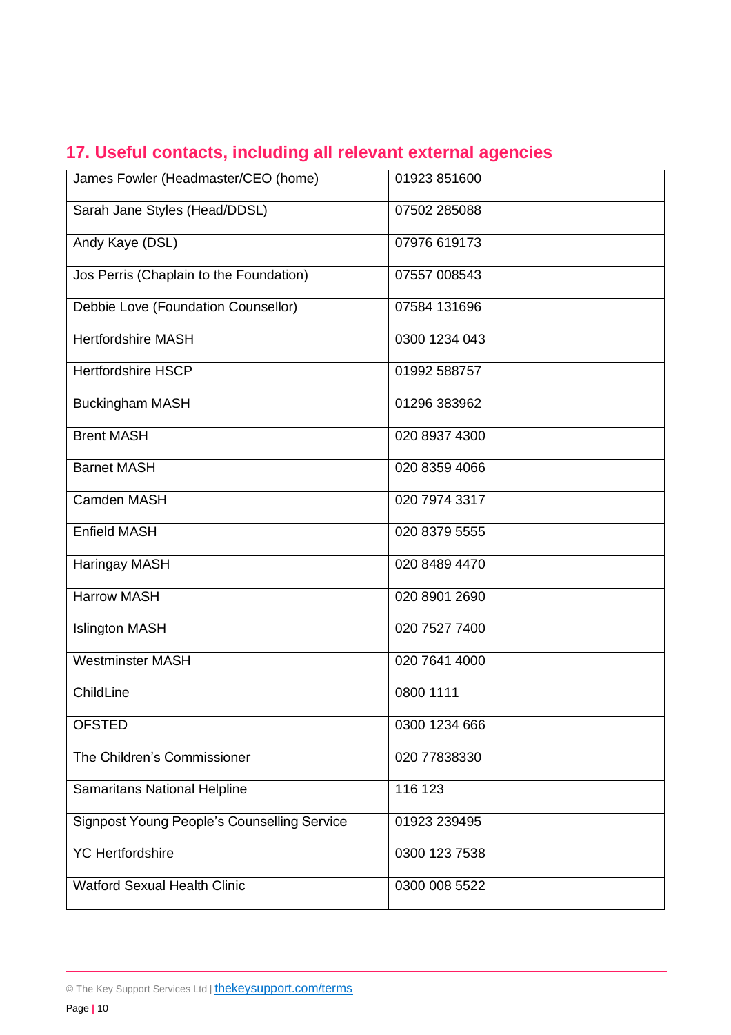## 17. Useful contacts, including all relevant external agencies

| | |
|---|---|
| James Fowler (Headmaster/CEO (home) | 01923 851600 |
| Sarah Jane Styles (Head/DDSL) | 07502 285088 |
| Andy Kaye (DSL) | 07976 619173 |
| Jos Perris (Chaplain to the Foundation) | 07557 008543 |
| Debbie Love (Foundation Counsellor) | 07584 131696 |
| Hertfordshire MASH | 0300 1234 043 |
| Hertfordshire HSCP | 01992 588757 |
| Buckingham MASH | 01296 383962 |
| Brent MASH | 020 8937 4300 |
| Barnet MASH | 020 8359 4066 |
| Camden MASH | 020 7974 3317 |
| Enfield MASH | 020 8379 5555 |
| Haringay MASH | 020 8489 4470 |
| Harrow MASH | 020 8901 2690 |
| Islington MASH | 020 7527 7400 |
| Westminster MASH | 020 7641 4000 |
| ChildLine | 0800 1111 |
| OFSTED | 0300 1234 666 |
| The Children's Commissioner | 020 77838330 |
| Samaritans National Helpline | 116 123 |
| Signpost Young People's Counselling Service | 01923 239495 |
| YC Hertfordshire | 0300 123 7538 |
| Watford Sexual Health Clinic | 0300 008 5522 |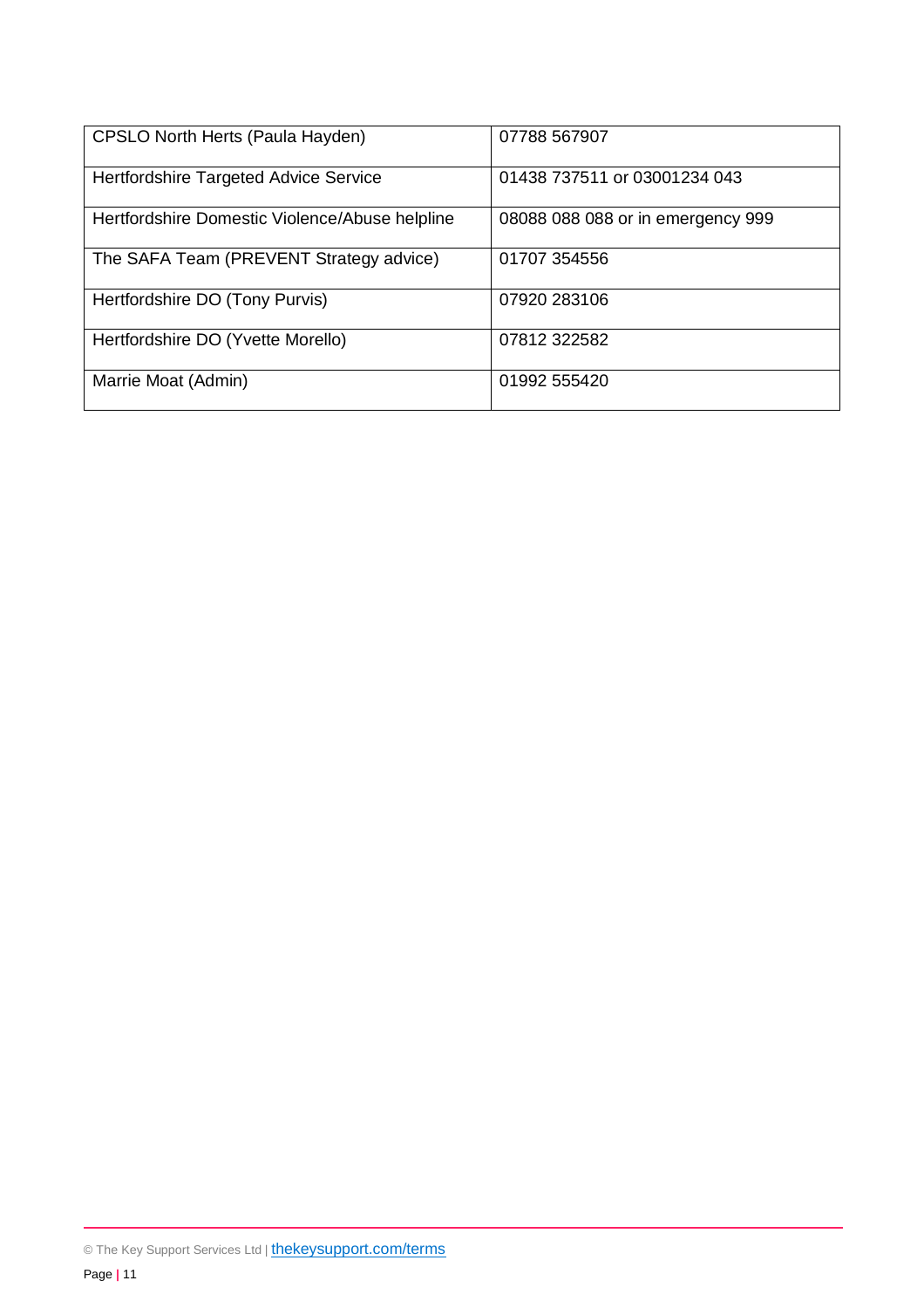| | |
|---|---|
| CPSLO North Herts (Paula Hayden) | 07788 567907 |
| Hertfordshire Targeted Advice Service | 01438 737511 or 03001234 043 |
| Hertfordshire Domestic Violence/Abuse helpline | 08088 088 088 or in emergency 999 |
| The SAFA Team (PREVENT Strategy advice) | 01707 354556 |
| Hertfordshire DO (Tony Purvis) | 07920 283106 |
| Hertfordshire DO (Yvette Morello) | 07812 322582 |
| Marrie Moat (Admin) | 01992 555420 |